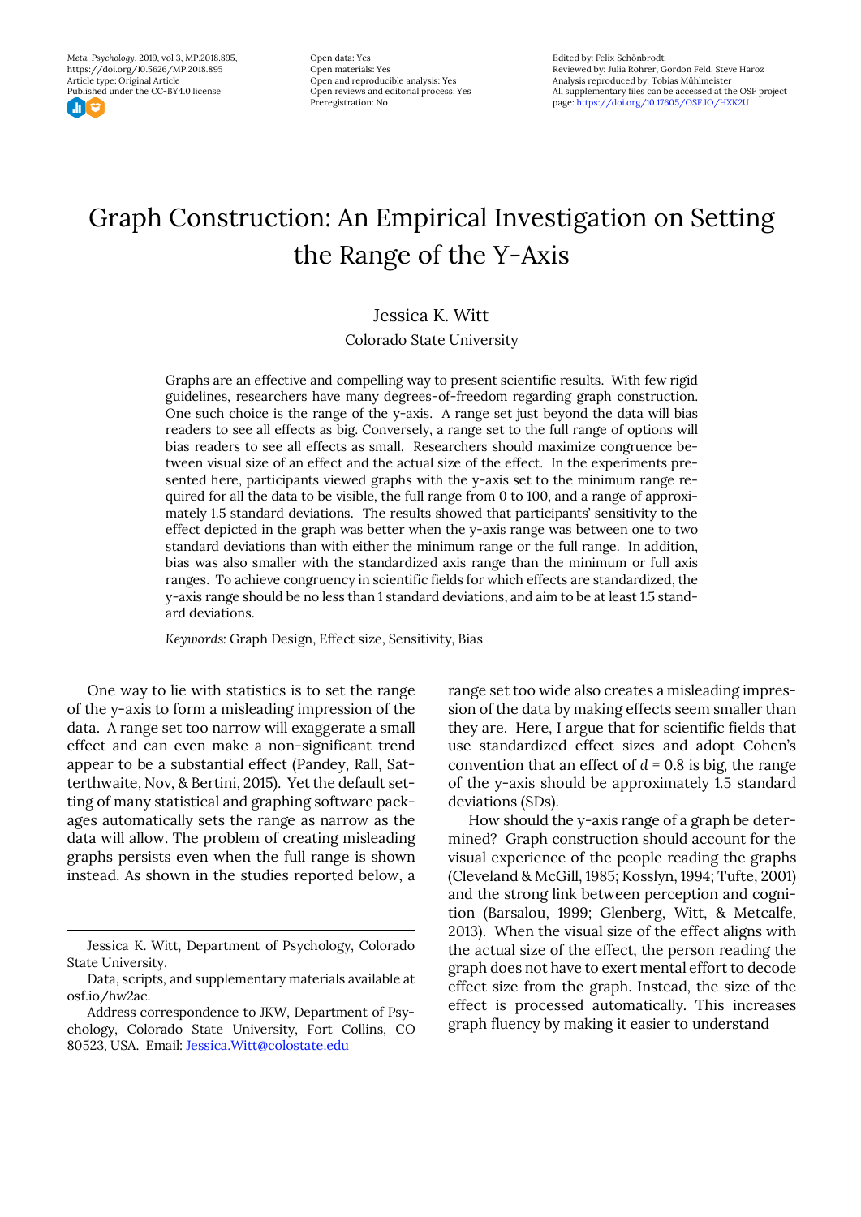Meta-Psychology, 2019, vol 3, MP.2018.895,
https://doi.org/10.5626/MP.2018.895
Article type: Original Article
Published under the CC-BY4.0 license

Open data: Yes
Open materials: Yes
Open and reproducible analysis: Yes
Open reviews and editorial process: Yes
Preregistration: No

Edited by: Felix Schönbrodt
Reviewed by: Julia Rohrer, Gordon Feld, Steve Haroz
Analysis reproduced by: Tobias Mühlmeister
All supplementary files can be accessed at the OSF project page: https://doi.org/10.17605/OSF.IO/HXK2U

# Graph Construction: An Empirical Investigation on Setting the Range of the Y-Axis

Jessica K. Witt

Colorado State University

Graphs are an effective and compelling way to present scientific results. With few rigid guidelines, researchers have many degrees-of-freedom regarding graph construction. One such choice is the range of the y-axis. A range set just beyond the data will bias readers to see all effects as big. Conversely, a range set to the full range of options will bias readers to see all effects as small. Researchers should maximize congruence between visual size of an effect and the actual size of the effect. In the experiments presented here, participants viewed graphs with the y-axis set to the minimum range required for all the data to be visible, the full range from 0 to 100, and a range of approximately 1.5 standard deviations. The results showed that participants' sensitivity to the effect depicted in the graph was better when the y-axis range was between one to two standard deviations than with either the minimum range or the full range. In addition, bias was also smaller with the standardized axis range than the minimum or full axis ranges. To achieve congruency in scientific fields for which effects are standardized, the y-axis range should be no less than 1 standard deviations, and aim to be at least 1.5 standard deviations.

*Keywords*: Graph Design, Effect size, Sensitivity, Bias

One way to lie with statistics is to set the range of the y-axis to form a misleading impression of the data. A range set too narrow will exaggerate a small effect and can even make a non-significant trend appear to be a substantial effect (Pandey, Rall, Satterthwaite, Nov, & Bertini, 2015). Yet the default setting of many statistical and graphing software packages automatically sets the range as narrow as the data will allow. The problem of creating misleading graphs persists even when the full range is shown instead. As shown in the studies reported below, a range set too wide also creates a misleading impression of the data by making effects seem smaller than they are. Here, I argue that for scientific fields that use standardized effect sizes and adopt Cohen's convention that an effect of $d$ = 0.8 is big, the range of the y-axis should be approximately 1.5 standard deviations (SDs).

How should the y-axis range of a graph be determined? Graph construction should account for the visual experience of the people reading the graphs (Cleveland & McGill, 1985; Kosslyn, 1994; Tufte, 2001) and the strong link between perception and cognition (Barsalou, 1999; Glenberg, Witt, & Metcalfe, 2013). When the visual size of the effect aligns with the actual size of the effect, the person reading the graph does not have to exert mental effort to decode effect size from the graph. Instead, the size of the effect is processed automatically. This increases graph fluency by making it easier to understand

---

Jessica K. Witt, Department of Psychology, Colorado State University.

Data, scripts, and supplementary materials available at osf.io/hw2ac.

Address correspondence to JKW, Department of Psychology, Colorado State University, Fort Collins, CO 80523, USA. Email: Jessica.Witt@colostate.edu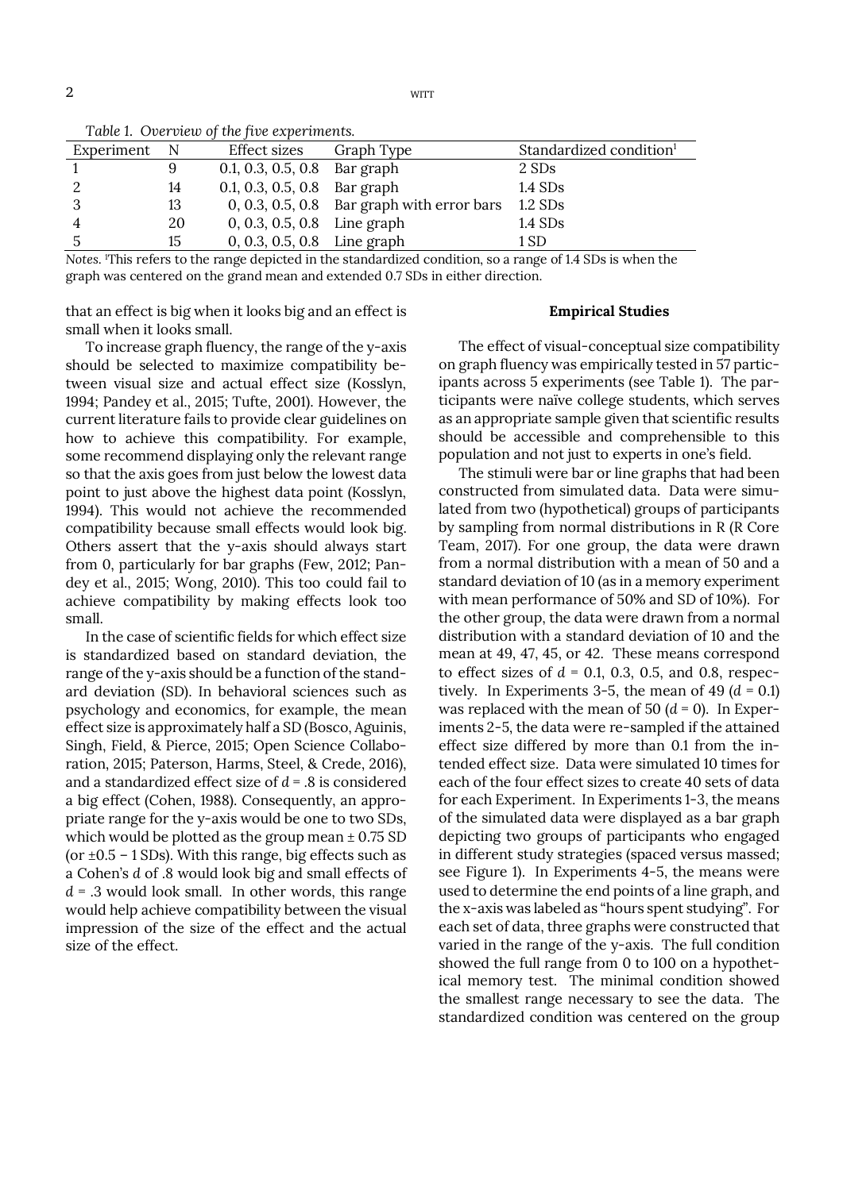*Table 1. Overview of the five experiments.*

| Experiment | N | Effect sizes | Graph Type | Standardized condition[1] |
|---|---|---|---|---|
| 1 | 9 | 0.1, 0.3, 0.5, 0.8 | Bar graph | 2 SDs |
| 2 | 14 | 0.1, 0.3, 0.5, 0.8 | Bar graph | 1.4 SDs |
| 3 | 13 | 0, 0.3, 0.5, 0.8 | Bar graph with error bars | 1.2 SDs |
| 4 | 20 | 0, 0.3, 0.5, 0.8 | Line graph | 1.4 SDs |
| 5 | 15 | 0, 0.3, 0.5, 0.8 | Line graph | 1 SD |

*Notes.* [1]This refers to the range depicted in the standardized condition, so a range of 1.4 SDs is when the graph was centered on the grand mean and extended 0.7 SDs in either direction.

that an effect is big when it looks big and an effect is small when it looks small.

To increase graph fluency, the range of the y-axis should be selected to maximize compatibility between visual size and actual effect size (Kosslyn, 1994; Pandey et al., 2015; Tufte, 2001). However, the current literature fails to provide clear guidelines on how to achieve this compatibility. For example, some recommend displaying only the relevant range so that the axis goes from just below the lowest data point to just above the highest data point (Kosslyn, 1994). This would not achieve the recommended compatibility because small effects would look big. Others assert that the y-axis should always start from 0, particularly for bar graphs (Few, 2012; Pandey et al., 2015; Wong, 2010). This too could fail to achieve compatibility by making effects look too small.

In the case of scientific fields for which effect size is standardized based on standard deviation, the range of the y-axis should be a function of the standard deviation (SD). In behavioral sciences such as psychology and economics, for example, the mean effect size is approximately half a SD (Bosco, Aguinis, Singh, Field, & Pierce, 2015; Open Science Collaboration, 2015; Paterson, Harms, Steel, & Crede, 2016), and a standardized effect size of $d$ = .8 is considered a big effect (Cohen, 1988). Consequently, an appropriate range for the y-axis would be one to two SDs, which would be plotted as the group mean ± 0.75 SD (or ±0.5 – 1 SDs). With this range, big effects such as a Cohen's $d$ of .8 would look big and small effects of $d$ = .3 would look small. In other words, this range would help achieve compatibility between the visual impression of the size of the effect and the actual size of the effect.

## Empirical Studies

The effect of visual-conceptual size compatibility on graph fluency was empirically tested in 57 participants across 5 experiments (see Table 1). The participants were naïve college students, which serves as an appropriate sample given that scientific results should be accessible and comprehensible to this population and not just to experts in one's field.

The stimuli were bar or line graphs that had been constructed from simulated data. Data were simulated from two (hypothetical) groups of participants by sampling from normal distributions in R (R Core Team, 2017). For one group, the data were drawn from a normal distribution with a mean of 50 and a standard deviation of 10 (as in a memory experiment with mean performance of 50% and SD of 10%). For the other group, the data were drawn from a normal distribution with a standard deviation of 10 and the mean at 49, 47, 45, or 42. These means correspond to effect sizes of $d$ = 0.1, 0.3, 0.5, and 0.8, respectively. In Experiments 3-5, the mean of 49 ($d$ = 0.1) was replaced with the mean of 50 ($d$ = 0). In Experiments 2-5, the data were re-sampled if the attained effect size differed by more than 0.1 from the intended effect size. Data were simulated 10 times for each of the four effect sizes to create 40 sets of data for each Experiment. In Experiments 1-3, the means of the simulated data were displayed as a bar graph depicting two groups of participants who engaged in different study strategies (spaced versus massed; see Figure 1). In Experiments 4-5, the means were used to determine the end points of a line graph, and the x-axis was labeled as "hours spent studying". For each set of data, three graphs were constructed that varied in the range of the y-axis. The full condition showed the full range from 0 to 100 on a hypothetical memory test. The minimal condition showed the smallest range necessary to see the data. The standardized condition was centered on the group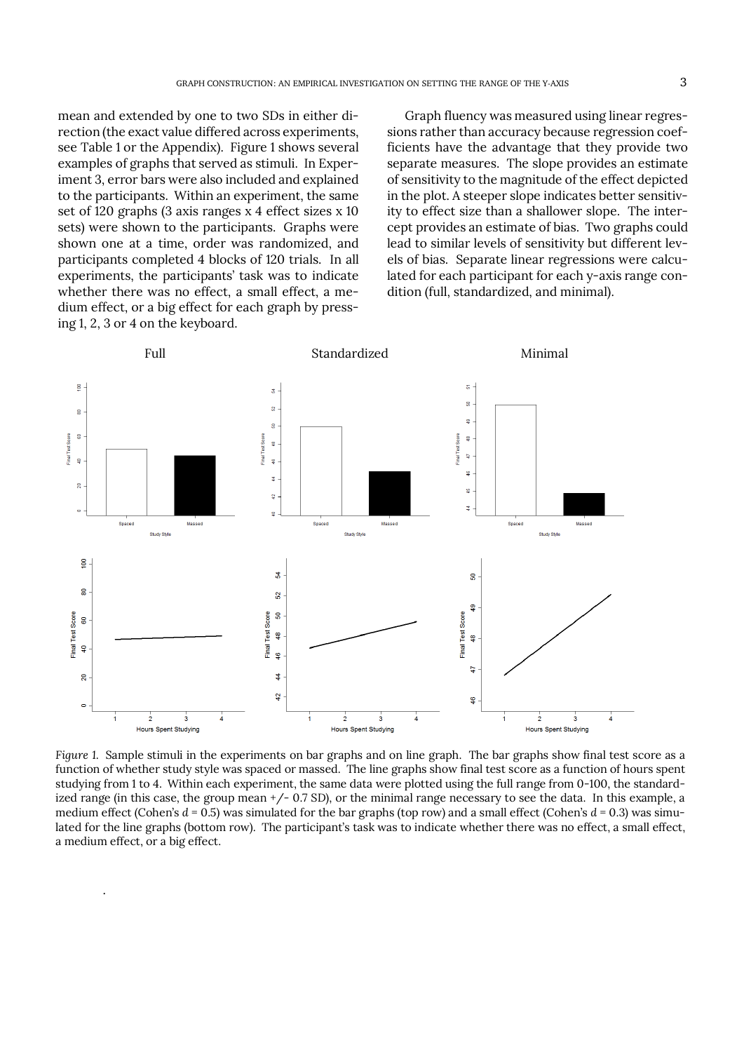mean and extended by one to two SDs in either direction (the exact value differed across experiments, see Table 1 or the Appendix). Figure 1 shows several examples of graphs that served as stimuli. In Experiment 3, error bars were also included and explained to the participants. Within an experiment, the same set of 120 graphs (3 axis ranges x 4 effect sizes x 10 sets) were shown to the participants. Graphs were shown one at a time, order was randomized, and participants completed 4 blocks of 120 trials. In all experiments, the participants' task was to indicate whether there was no effect, a small effect, a medium effect, or a big effect for each graph by pressing 1, 2, 3 or 4 on the keyboard.

Graph fluency was measured using linear regressions rather than accuracy because regression coefficients have the advantage that they provide two separate measures. The slope provides an estimate of sensitivity to the magnitude of the effect depicted in the plot. A steeper slope indicates better sensitivity to effect size than a shallower slope. The intercept provides an estimate of bias. Two graphs could lead to similar levels of sensitivity but different levels of bias. Separate linear regressions were calculated for each participant for each y-axis range condition (full, standardized, and minimal).

*Figure 1.* Sample stimuli in the experiments on bar graphs and on line graph. The bar graphs show final test score as a function of whether study style was spaced or massed. The line graphs show final test score as a function of hours spent studying from 1 to 4. Within each experiment, the same data were plotted using the full range from 0-100, the standardized range (in this case, the group mean +/- 0.7 SD), or the minimal range necessary to see the data. In this example, a medium effect (Cohen's $d$ = 0.5) was simulated for the bar graphs (top row) and a small effect (Cohen's $d$ = 0.3) was simulated for the line graphs (bottom row). The participant's task was to indicate whether there was no effect, a small effect, a medium effect, or a big effect.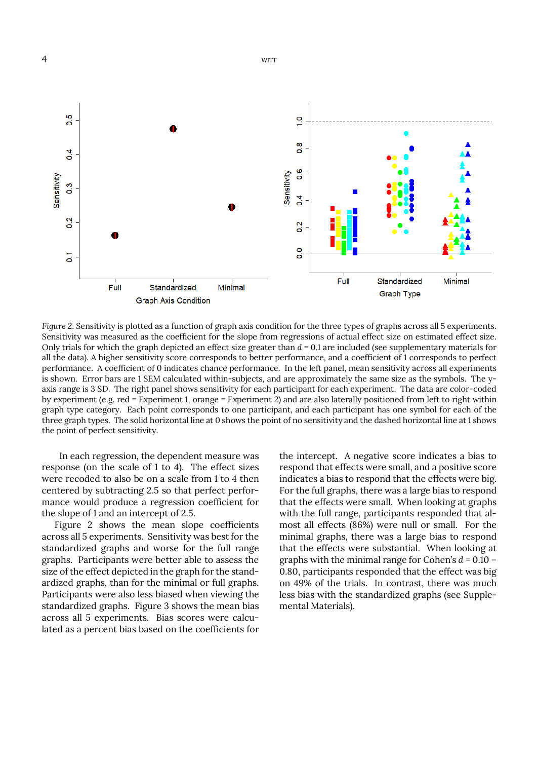*Figure* 2. Sensitivity is plotted as a function of graph axis condition for the three types of graphs across all 5 experiments. Sensitivity was measured as the coefficient for the slope from regressions of actual effect size on estimated effect size. Only trials for which the graph depicted an effect size greater than $d$ = 0.1 are included (see supplementary materials for all the data). A higher sensitivity score corresponds to better performance, and a coefficient of 1 corresponds to perfect performance. A coefficient of 0 indicates chance performance. In the left panel, mean sensitivity across all experiments is shown. Error bars are 1 SEM calculated within-subjects, and are approximately the same size as the symbols. The y-axis range is 3 SD. The right panel shows sensitivity for each participant for each experiment. The data are color-coded by experiment (e.g. red = Experiment 1, orange = Experiment 2) and are also laterally positioned from left to right within graph type category. Each point corresponds to one participant, and each participant has one symbol for each of the three graph types. The solid horizontal line at 0 shows the point of no sensitivity and the dashed horizontal line at 1 shows the point of perfect sensitivity.

In each regression, the dependent measure was response (on the scale of 1 to 4). The effect sizes were recoded to also be on a scale from 1 to 4 then centered by subtracting 2.5 so that perfect performance would produce a regression coefficient for the slope of 1 and an intercept of 2.5.

Figure 2 shows the mean slope coefficients across all 5 experiments. Sensitivity was best for the standardized graphs and worse for the full range graphs. Participants were better able to assess the size of the effect depicted in the graph for the standardized graphs, than for the minimal or full graphs. Participants were also less biased when viewing the standardized graphs. Figure 3 shows the mean bias across all 5 experiments. Bias scores were calculated as a percent bias based on the coefficients for the intercept. A negative score indicates a bias to respond that effects were small, and a positive score indicates a bias to respond that the effects were big. For the full graphs, there was a large bias to respond that the effects were small. When looking at graphs with the full range, participants responded that almost all effects (86%) were null or small. For the minimal graphs, there was a large bias to respond that the effects were substantial. When looking at graphs with the minimal range for Cohen's $d$ = 0.10 – 0.80, participants responded that the effect was big on 49% of the trials. In contrast, there was much less bias with the standardized graphs (see Supplemental Materials).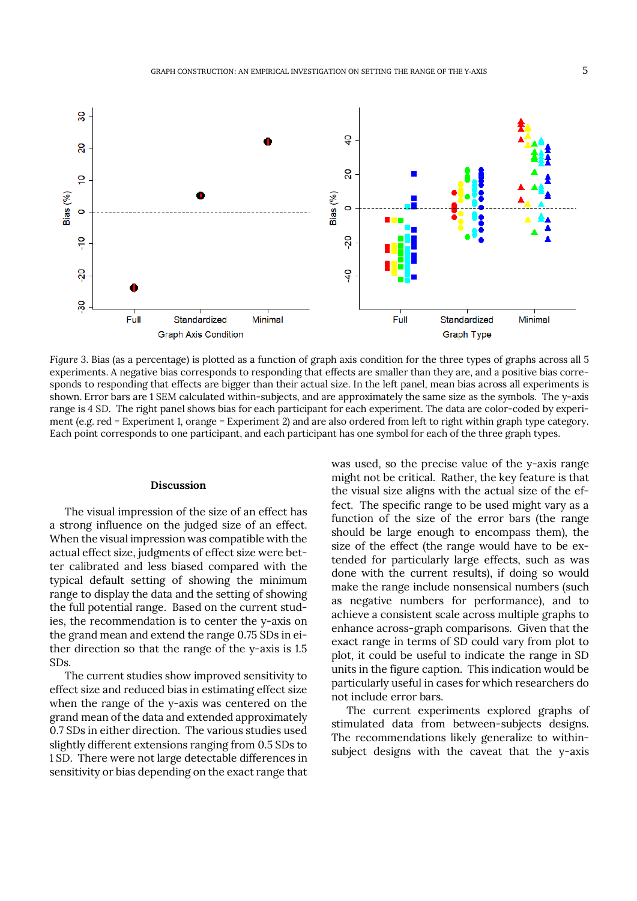*Figure 3*. Bias (as a percentage) is plotted as a function of graph axis condition for the three types of graphs across all 5 experiments. A negative bias corresponds to responding that effects are smaller than they are, and a positive bias corresponds to responding that effects are bigger than their actual size. In the left panel, mean bias across all experiments is shown. Error bars are 1 SEM calculated within-subjects, and are approximately the same size as the symbols. The y-axis range is 4 SD. The right panel shows bias for each participant for each experiment. The data are color-coded by experiment (e.g. red = Experiment 1, orange = Experiment 2) and are also ordered from left to right within graph type category. Each point corresponds to one participant, and each participant has one symbol for each of the three graph types.

## Discussion

The visual impression of the size of an effect has a strong influence on the judged size of an effect. When the visual impression was compatible with the actual effect size, judgments of effect size were better calibrated and less biased compared with the typical default setting of showing the minimum range to display the data and the setting of showing the full potential range. Based on the current studies, the recommendation is to center the y-axis on the grand mean and extend the range 0.75 SDs in either direction so that the range of the y-axis is 1.5 SDs.

The current studies show improved sensitivity to effect size and reduced bias in estimating effect size when the range of the y-axis was centered on the grand mean of the data and extended approximately 0.7 SDs in either direction. The various studies used slightly different extensions ranging from 0.5 SDs to 1 SD. There were not large detectable differences in sensitivity or bias depending on the exact range that was used, so the precise value of the y-axis range might not be critical. Rather, the key feature is that the visual size aligns with the actual size of the effect. The specific range to be used might vary as a function of the size of the error bars (the range should be large enough to encompass them), the size of the effect (the range would have to be extended for particularly large effects, such as was done with the current results), if doing so would make the range include nonsensical numbers (such as negative numbers for performance), and to achieve a consistent scale across multiple graphs to enhance across-graph comparisons. Given that the exact range in terms of SD could vary from plot to plot, it could be useful to indicate the range in SD units in the figure caption. This indication would be particularly useful in cases for which researchers do not include error bars.

The current experiments explored graphs of stimulated data from between-subjects designs. The recommendations likely generalize to within-subject designs with the caveat that the y-axis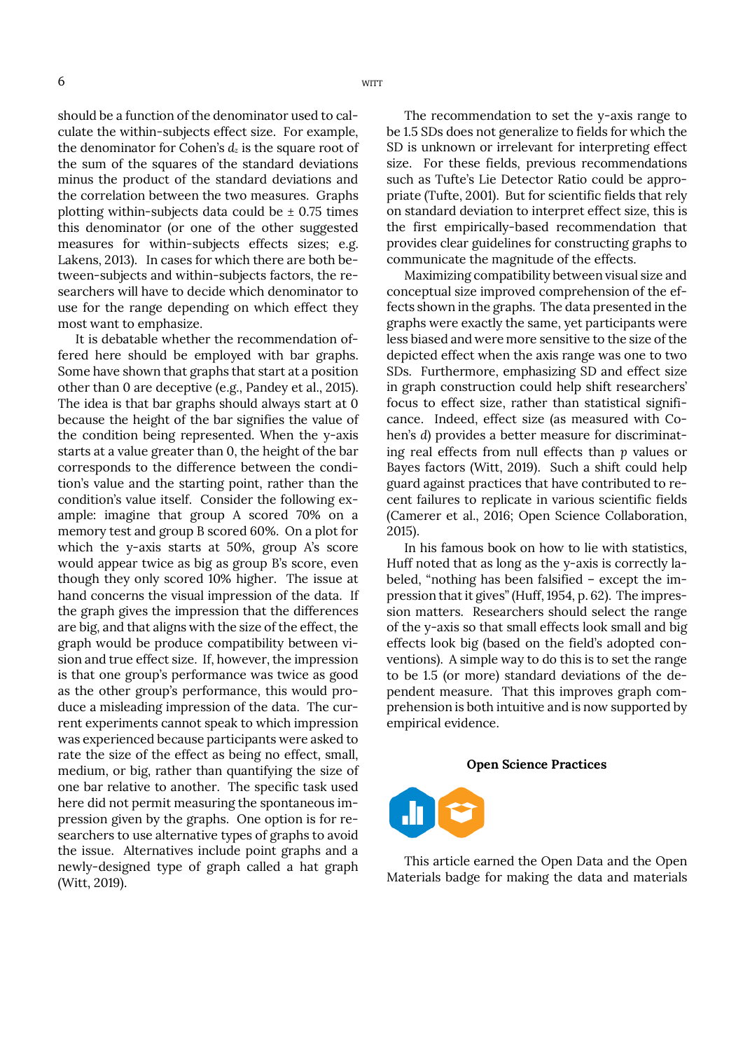should be a function of the denominator used to calculate the within-subjects effect size. For example, the denominator for Cohen's $d_z$ is the square root of the sum of the squares of the standard deviations minus the product of the standard deviations and the correlation between the two measures. Graphs plotting within-subjects data could be ± 0.75 times this denominator (or one of the other suggested measures for within-subjects effects sizes; e.g. Lakens, 2013). In cases for which there are both between-subjects and within-subjects factors, the researchers will have to decide which denominator to use for the range depending on which effect they most want to emphasize.

It is debatable whether the recommendation offered here should be employed with bar graphs. Some have shown that graphs that start at a position other than 0 are deceptive (e.g., Pandey et al., 2015). The idea is that bar graphs should always start at 0 because the height of the bar signifies the value of the condition being represented. When the y-axis starts at a value greater than 0, the height of the bar corresponds to the difference between the condition's value and the starting point, rather than the condition's value itself. Consider the following example: imagine that group A scored 70% on a memory test and group B scored 60%. On a plot for which the y-axis starts at 50%, group A's score would appear twice as big as group B's score, even though they only scored 10% higher. The issue at hand concerns the visual impression of the data. If the graph gives the impression that the differences are big, and that aligns with the size of the effect, the graph would be produce compatibility between vision and true effect size. If, however, the impression is that one group's performance was twice as good as the other group's performance, this would produce a misleading impression of the data. The current experiments cannot speak to which impression was experienced because participants were asked to rate the size of the effect as being no effect, small, medium, or big, rather than quantifying the size of one bar relative to another. The specific task used here did not permit measuring the spontaneous impression given by the graphs. One option is for researchers to use alternative types of graphs to avoid the issue. Alternatives include point graphs and a newly-designed type of graph called a hat graph (Witt, 2019).

The recommendation to set the y-axis range to be 1.5 SDs does not generalize to fields for which the SD is unknown or irrelevant for interpreting effect size. For these fields, previous recommendations such as Tufte's Lie Detector Ratio could be appropriate (Tufte, 2001). But for scientific fields that rely on standard deviation to interpret effect size, this is the first empirically-based recommendation that provides clear guidelines for constructing graphs to communicate the magnitude of the effects.

Maximizing compatibility between visual size and conceptual size improved comprehension of the effects shown in the graphs. The data presented in the graphs were exactly the same, yet participants were less biased and were more sensitive to the size of the depicted effect when the axis range was one to two SDs. Furthermore, emphasizing SD and effect size in graph construction could help shift researchers' focus to effect size, rather than statistical significance. Indeed, effect size (as measured with Cohen's *d*) provides a better measure for discriminating real effects from null effects than *p* values or Bayes factors (Witt, 2019). Such a shift could help guard against practices that have contributed to recent failures to replicate in various scientific fields (Camerer et al., 2016; Open Science Collaboration, 2015).

In his famous book on how to lie with statistics, Huff noted that as long as the y-axis is correctly labeled, "nothing has been falsified – except the impression that it gives" (Huff, 1954, p. 62). The impression matters. Researchers should select the range of the y-axis so that small effects look small and big effects look big (based on the field's adopted conventions). A simple way to do this is to set the range to be 1.5 (or more) standard deviations of the dependent measure. That this improves graph comprehension is both intuitive and is now supported by empirical evidence.

## Open Science Practices

This article earned the Open Data and the Open Materials badge for making the data and materials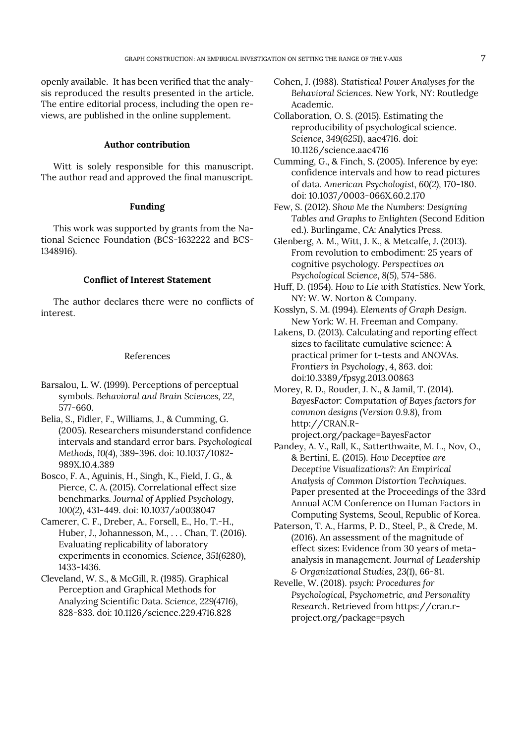openly available. It has been verified that the analysis reproduced the results presented in the article. The entire editorial process, including the open reviews, are published in the online supplement.

### Author contribution

Witt is solely responsible for this manuscript. The author read and approved the final manuscript.

### Funding

This work was supported by grants from the National Science Foundation (BCS-1632222 and BCS-1348916).

### Conflict of Interest Statement

The author declares there were no conflicts of interest.

## References

Barsalou, L. W. (1999). Perceptions of perceptual symbols. *Behavioral and Brain Sciences*, *22*, 577-660.

Belia, S., Fidler, F., Williams, J., & Cumming, G. (2005). Researchers misunderstand confidence intervals and standard error bars. *Psychological Methods*, *10*(4), 389-396. doi: 10.1037/1082-989X.10.4.389

Bosco, F. A., Aguinis, H., Singh, K., Field, J. G., & Pierce, C. A. (2015). Correlational effect size benchmarks. *Journal of Applied Psychology*, *100*(2), 431-449. doi: 10.1037/a0038047

Camerer, C. F., Dreber, A., Forsell, E., Ho, T.-H., Huber, J., Johannesson, M., . . . Chan, T. (2016). Evaluating replicability of laboratory experiments in economics. *Science*, *351*(6280), 1433-1436.

Cleveland, W. S., & McGill, R. (1985). Graphical Perception and Graphical Methods for Analyzing Scientific Data. *Science*, *229*(4716), 828-833. doi: 10.1126/science.229.4716.828

Cohen, J. (1988). *Statistical Power Analyses for the Behavioral Sciences*. New York, NY: Routledge Academic.

Collaboration, O. S. (2015). Estimating the reproducibility of psychological science. *Science*, *349*(6251), aac4716. doi: 10.1126/science.aac4716

Cumming, G., & Finch, S. (2005). Inference by eye: confidence intervals and how to read pictures of data. *American Psychologist*, *60*(2), 170-180. doi: 10.1037/0003-066X.60.2.170

Few, S. (2012). *Show Me the Numbers: Designing Tables and Graphs to Enlighten* (Second Edition ed.). Burlingame, CA: Analytics Press.

Glenberg, A. M., Witt, J. K., & Metcalfe, J. (2013). From revolution to embodiment: 25 years of cognitive psychology. *Perspectives on Psychological Science*, *8*(5), 574-586.

Huff, D. (1954). *How to Lie with Statistics*. New York, NY: W. W. Norton & Company.

Kosslyn, S. M. (1994). *Elements of Graph Design*. New York: W. H. Freeman and Company.

Lakens, D. (2013). Calculating and reporting effect sizes to facilitate cumulative science: A practical primer for t-tests and ANOVAs. *Frontiers in Psychology*, *4*, 863. doi: doi:10.3389/fpsyg.2013.00863

Morey, R. D., Rouder, J. N., & Jamil, T. (2014). *BayesFactor: Computation of Bayes factors for common designs (Version 0.9.8)*, from http://CRAN.R-project.org/package=BayesFactor

Pandey, A. V., Rall, K., Satterthwaite, M. L., Nov, O., & Bertini, E. (2015). *How Deceptive are Deceptive Visualizations?: An Empirical Analysis of Common Distortion Techniques*. Paper presented at the Proceedings of the 33rd Annual ACM Conference on Human Factors in Computing Systems, Seoul, Republic of Korea.

Paterson, T. A., Harms, P. D., Steel, P., & Crede, M. (2016). An assessment of the magnitude of effect sizes: Evidence from 30 years of meta-analysis in management. *Journal of Leadership & Organizational Studies*, *23*(1), 66-81.

Revelle, W. (2018). *psych: Procedures for Psychological, Psychometric, and Personality Research*. Retrieved from https://cran.r-project.org/package=psych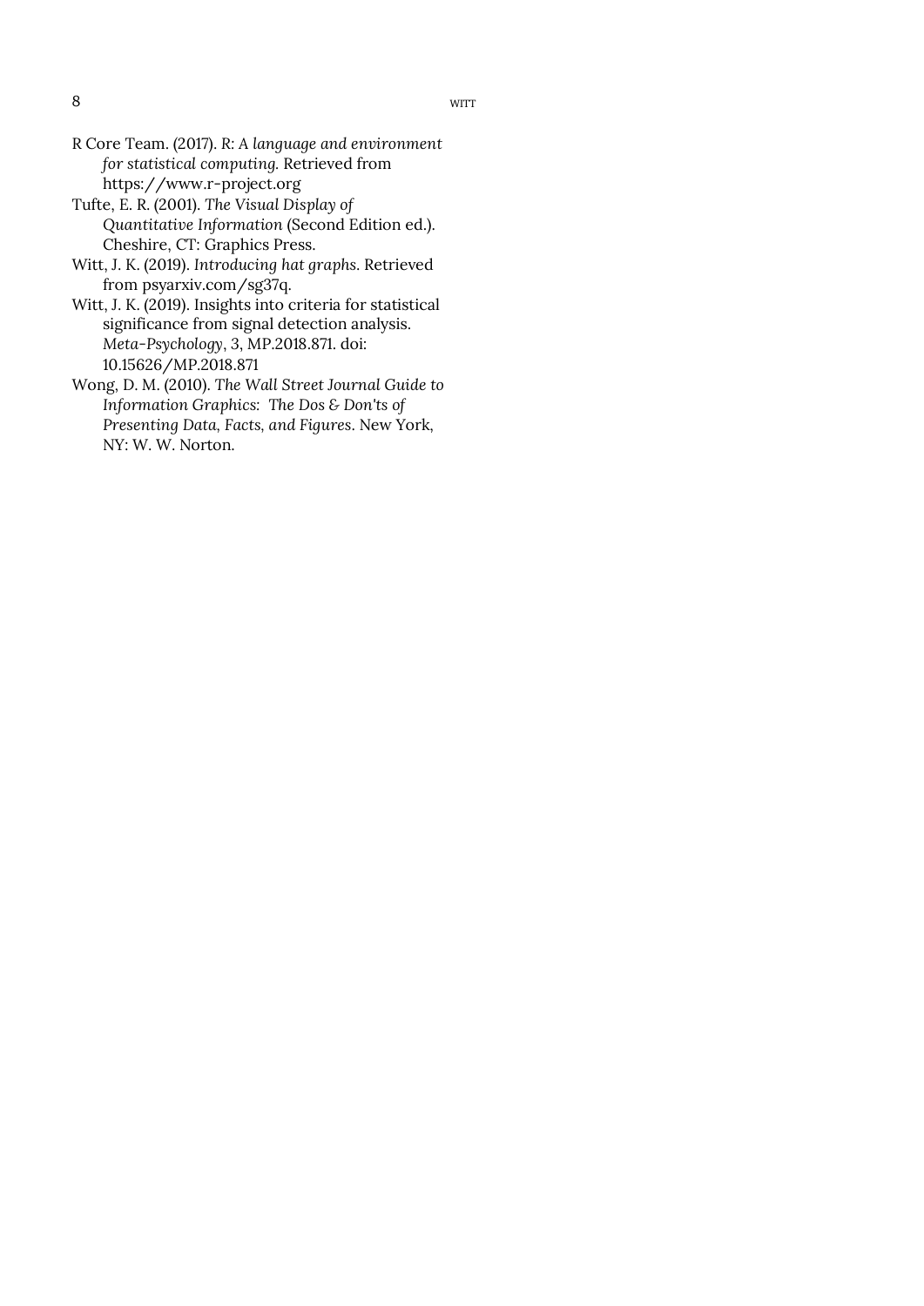R Core Team. (2017). *R: A language and environment for statistical computing.* Retrieved from https://www.r-project.org

Tufte, E. R. (2001). *The Visual Display of Quantitative Information* (Second Edition ed.). Cheshire, CT: Graphics Press.

Witt, J. K. (2019). *Introducing hat graphs*. Retrieved from psyarxiv.com/sg37q.

Witt, J. K. (2019). Insights into criteria for statistical significance from signal detection analysis. *Meta-Psychology*, *3*, MP.2018.871. doi: 10.15626/MP.2018.871

Wong, D. M. (2010). *The Wall Street Journal Guide to Information Graphics: The Dos & Don'ts of Presenting Data, Facts, and Figures*. New York, NY: W. W. Norton.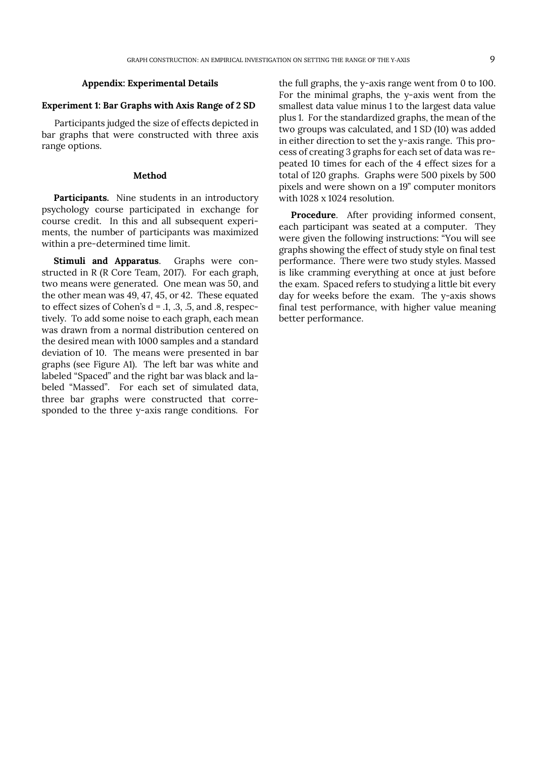## Appendix: Experimental Details

### Experiment 1: Bar Graphs with Axis Range of 2 SD

Participants judged the size of effects depicted in bar graphs that were constructed with three axis range options.

#### Method

**Participants.** Nine students in an introductory psychology course participated in exchange for course credit. In this and all subsequent experiments, the number of participants was maximized within a pre-determined time limit.

**Stimuli and Apparatus**. Graphs were constructed in R (R Core Team, 2017). For each graph, two means were generated. One mean was 50, and the other mean was 49, 47, 45, or 42. These equated to effect sizes of Cohen's d = .1, .3, .5, and .8, respectively. To add some noise to each graph, each mean was drawn from a normal distribution centered on the desired mean with 1000 samples and a standard deviation of 10. The means were presented in bar graphs (see Figure A1). The left bar was white and labeled "Spaced" and the right bar was black and labeled "Massed". For each set of simulated data, three bar graphs were constructed that corresponded to the three y-axis range conditions. For the full graphs, the y-axis range went from 0 to 100. For the minimal graphs, the y-axis went from the smallest data value minus 1 to the largest data value plus 1. For the standardized graphs, the mean of the two groups was calculated, and 1 SD (10) was added in either direction to set the y-axis range. This process of creating 3 graphs for each set of data was repeated 10 times for each of the 4 effect sizes for a total of 120 graphs. Graphs were 500 pixels by 500 pixels and were shown on a 19" computer monitors with 1028 x 1024 resolution.

**Procedure**. After providing informed consent, each participant was seated at a computer. They were given the following instructions: "You will see graphs showing the effect of study style on final test performance. There were two study styles. Massed is like cramming everything at once at just before the exam. Spaced refers to studying a little bit every day for weeks before the exam. The y-axis shows final test performance, with higher value meaning better performance.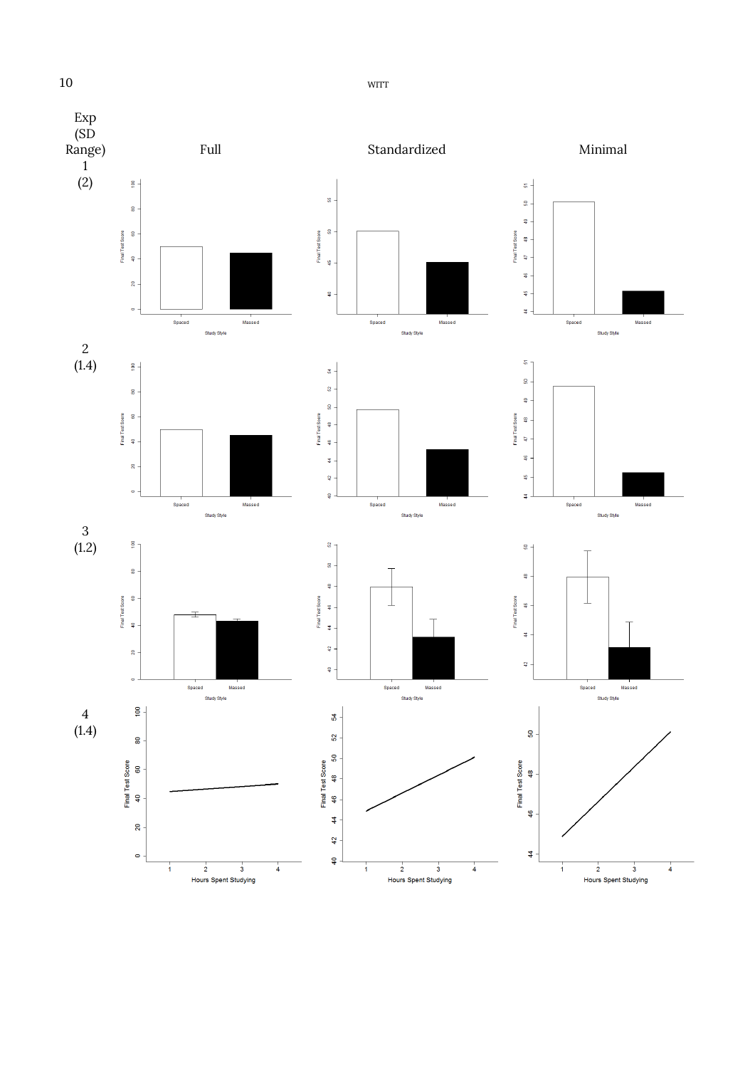| Exp (SD Range) | Full | Standardized | Minimal |
| --- | --- | --- | --- |
| 1 (2) | | | |
| 2 (1.4) | | | |
| 3 (1.2) | | | |
| 4 (1.4) | | | |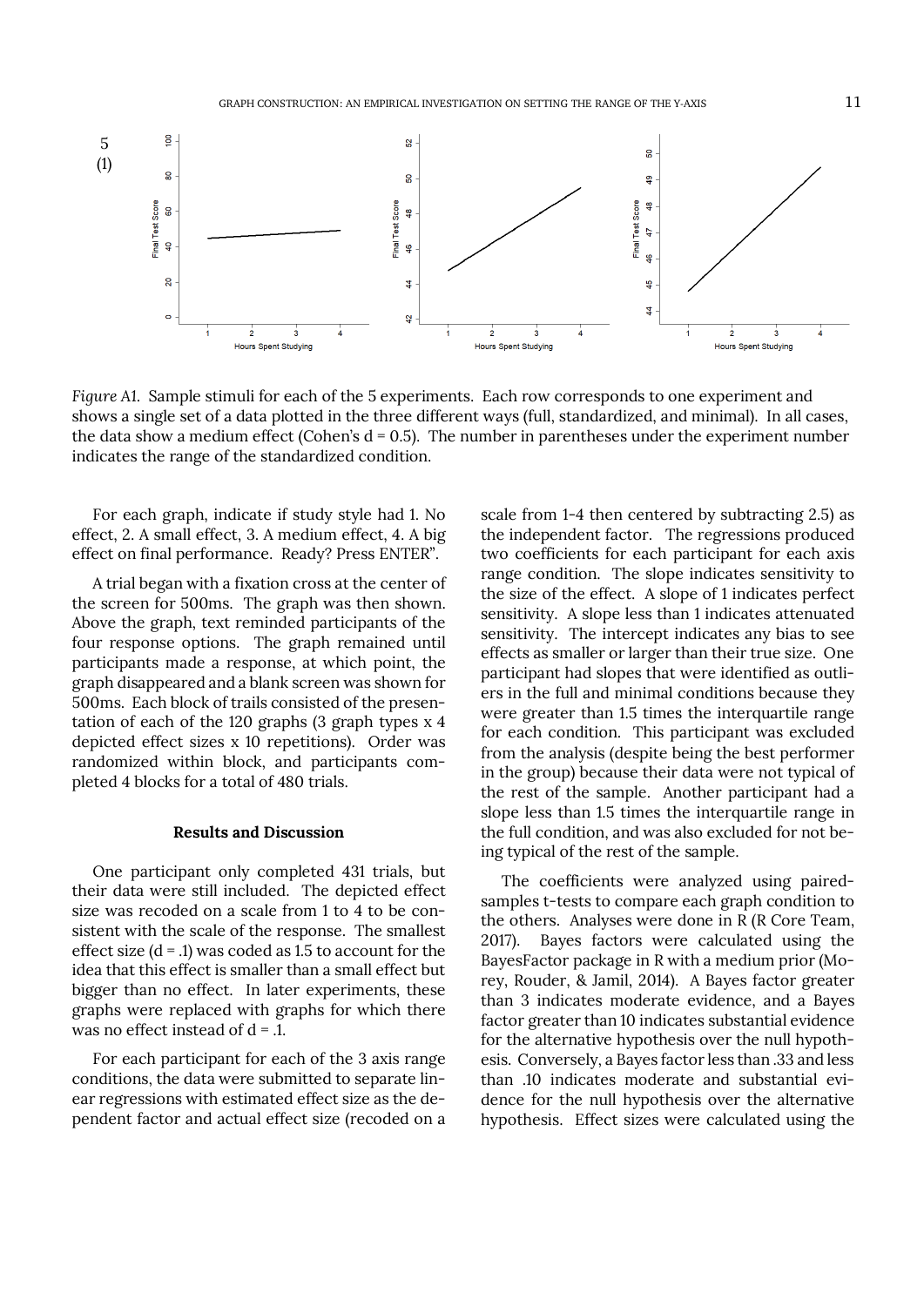5
(1)

*Figure A1.* Sample stimuli for each of the 5 experiments. Each row corresponds to one experiment and shows a single set of a data plotted in the three different ways (full, standardized, and minimal). In all cases, the data show a medium effect (Cohen's d = 0.5). The number in parentheses under the experiment number indicates the range of the standardized condition.

For each graph, indicate if study style had 1. No effect, 2. A small effect, 3. A medium effect, 4. A big effect on final performance. Ready? Press ENTER".

A trial began with a fixation cross at the center of the screen for 500ms. The graph was then shown. Above the graph, text reminded participants of the four response options. The graph remained until participants made a response, at which point, the graph disappeared and a blank screen was shown for 500ms. Each block of trails consisted of the presentation of each of the 120 graphs (3 graph types x 4 depicted effect sizes x 10 repetitions). Order was randomized within block, and participants completed 4 blocks for a total of 480 trials.

### Results and Discussion

One participant only completed 431 trials, but their data were still included. The depicted effect size was recoded on a scale from 1 to 4 to be consistent with the scale of the response. The smallest effect size (d = .1) was coded as 1.5 to account for the idea that this effect is smaller than a small effect but bigger than no effect. In later experiments, these graphs were replaced with graphs for which there was no effect instead of d = .1.

For each participant for each of the 3 axis range conditions, the data were submitted to separate linear regressions with estimated effect size as the dependent factor and actual effect size (recoded on a scale from 1-4 then centered by subtracting 2.5) as the independent factor. The regressions produced two coefficients for each participant for each axis range condition. The slope indicates sensitivity to the size of the effect. A slope of 1 indicates perfect sensitivity. A slope less than 1 indicates attenuated sensitivity. The intercept indicates any bias to see effects as smaller or larger than their true size. One participant had slopes that were identified as outliers in the full and minimal conditions because they were greater than 1.5 times the interquartile range for each condition. This participant was excluded from the analysis (despite being the best performer in the group) because their data were not typical of the rest of the sample. Another participant had a slope less than 1.5 times the interquartile range in the full condition, and was also excluded for not being typical of the rest of the sample.

The coefficients were analyzed using paired-samples t-tests to compare each graph condition to the others. Analyses were done in R (R Core Team, 2017). Bayes factors were calculated using the BayesFactor package in R with a medium prior (Morey, Rouder, & Jamil, 2014). A Bayes factor greater than 3 indicates moderate evidence, and a Bayes factor greater than 10 indicates substantial evidence for the alternative hypothesis over the null hypothesis. Conversely, a Bayes factor less than .33 and less than .10 indicates moderate and substantial evidence for the null hypothesis over the alternative hypothesis. Effect sizes were calculated using the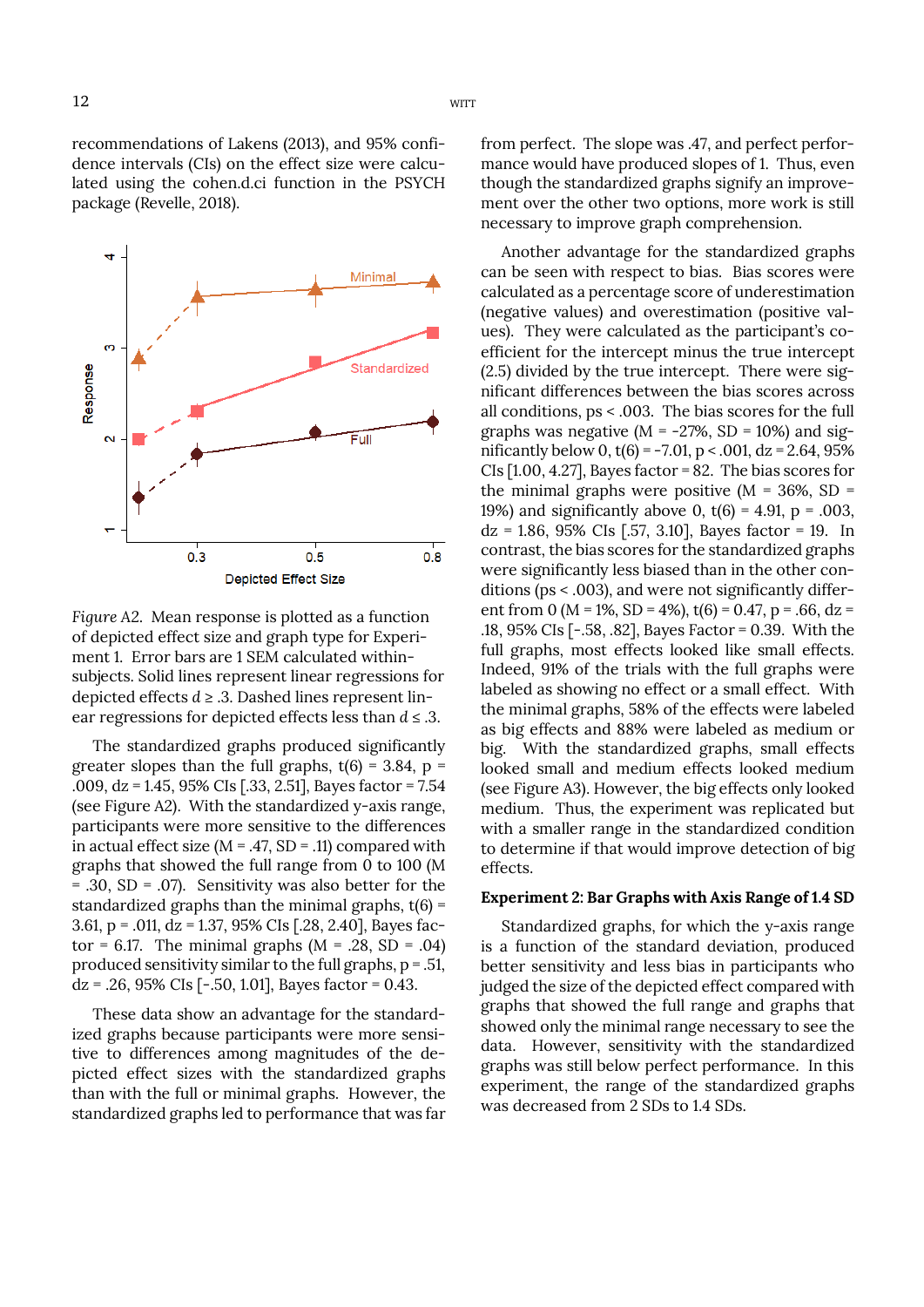recommendations of Lakens (2013), and 95% confidence intervals (CIs) on the effect size were calculated using the cohen.d.ci function in the PSYCH package (Revelle, 2018).

*Figure A2.* Mean response is plotted as a function of depicted effect size and graph type for Experiment 1. Error bars are 1 SEM calculated within-subjects. Solid lines represent linear regressions for depicted effects $d \geq .3$. Dashed lines represent linear regressions for depicted effects less than $d \leq .3$.

The standardized graphs produced significantly greater slopes than the full graphs, $t(6) = 3.84$, $p = .009$, $d_z = 1.45$, 95% CIs [.33, 2.51], Bayes factor = 7.54 (see Figure A2). With the standardized y-axis range, participants were more sensitive to the differences in actual effect size ($M = .47$, $SD = .11$) compared with graphs that showed the full range from 0 to 100 ($M = .30$, $SD = .07$). Sensitivity was also better for the standardized graphs than the minimal graphs, $t(6) = 3.61$, $p = .011$, $d_z = 1.37$, 95% CIs [.28, 2.40], Bayes factor = 6.17. The minimal graphs ($M = .28$, $SD = .04$) produced sensitivity similar to the full graphs, $p = .51$, $d_z = .26$, 95% CIs [-.50, 1.01], Bayes factor = 0.43.

These data show an advantage for the standardized graphs because participants were more sensitive to differences among magnitudes of the depicted effect sizes with the standardized graphs than with the full or minimal graphs. However, the standardized graphs led to performance that was far from perfect. The slope was .47, and perfect performance would have produced slopes of 1. Thus, even though the standardized graphs signify an improvement over the other two options, more work is still necessary to improve graph comprehension.

Another advantage for the standardized graphs can be seen with respect to bias. Bias scores were calculated as a percentage score of underestimation (negative values) and overestimation (positive values). They were calculated as the participant's coefficient for the intercept minus the true intercept (2.5) divided by the true intercept. There were significant differences between the bias scores across all conditions, $ps < .003$. The bias scores for the full graphs was negative ($M = -27\%$, $SD = 10\%$) and significantly below 0, $t(6) = -7.01$, $p < .001$, $d_z = 2.64$, 95% CIs [1.00, 4.27], Bayes factor = 82. The bias scores for the minimal graphs were positive ($M = 36\%$, $SD = 19\%$) and significantly above 0, $t(6) = 4.91$, $p = .003$, $d_z = 1.86$, 95% CIs [.57, 3.10], Bayes factor = 19. In contrast, the bias scores for the standardized graphs were significantly less biased than in the other conditions ($ps < .003$), and were not significantly different from 0 ($M = 1\%$, $SD = 4\%$), $t(6) = 0.47$, $p = .66$, $d_z = .18$, 95% CIs [-.58, .82], Bayes Factor = 0.39. With the full graphs, most effects looked like small effects. Indeed, 91% of the trials with the full graphs were labeled as showing no effect or a small effect. With the minimal graphs, 58% of the effects were labeled as big effects and 88% were labeled as medium or big. With the standardized graphs, small effects looked small and medium effects looked medium (see Figure A3). However, the big effects only looked medium. Thus, the experiment was replicated but with a smaller range in the standardized condition to determine if that would improve detection of big effects.

### Experiment 2: Bar Graphs with Axis Range of 1.4 SD

Standardized graphs, for which the y-axis range is a function of the standard deviation, produced better sensitivity and less bias in participants who judged the size of the depicted effect compared with graphs that showed the full range and graphs that showed only the minimal range necessary to see the data. However, sensitivity with the standardized graphs was still below perfect performance. In this experiment, the range of the standardized graphs was decreased from 2 SDs to 1.4 SDs.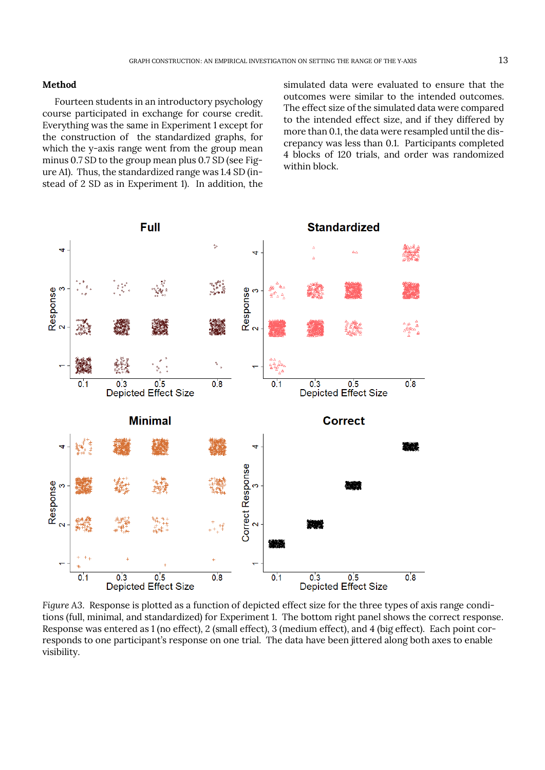## Method

Fourteen students in an introductory psychology course participated in exchange for course credit. Everything was the same in Experiment 1 except for the construction of the standardized graphs, for which the y-axis range went from the group mean minus 0.7 SD to the group mean plus 0.7 SD (see Figure A1). Thus, the standardized range was 1.4 SD (instead of 2 SD as in Experiment 1). In addition, the simulated data were evaluated to ensure that the outcomes were similar to the intended outcomes. The effect size of the simulated data were compared to the intended effect size, and if they differed by more than 0.1, the data were resampled until the discrepancy was less than 0.1. Participants completed 4 blocks of 120 trials, and order was randomized within block.

*Figure A3.* Response is plotted as a function of depicted effect size for the three types of axis range conditions (full, minimal, and standardized) for Experiment 1. The bottom right panel shows the correct response. Response was entered as 1 (no effect), 2 (small effect), 3 (medium effect), and 4 (big effect). Each point corresponds to one participant's response on one trial. The data have been jittered along both axes to enable visibility.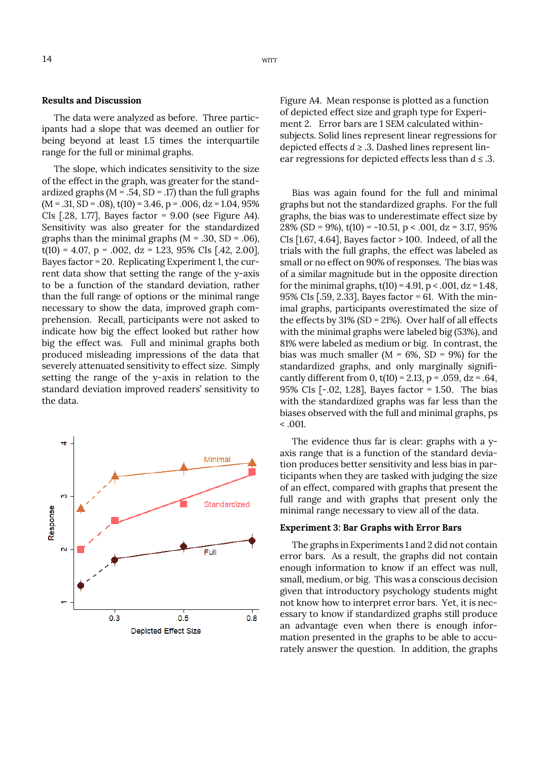### Results and Discussion

The data were analyzed as before. Three participants had a slope that was deemed an outlier for being beyond at least 1.5 times the interquartile range for the full or minimal graphs.

The slope, which indicates sensitivity to the size of the effect in the graph, was greater for the standardized graphs (M = .54, SD = .17) than the full graphs (M = .31, SD = .08), $t(10) = 3.46$, $p = .006$, $d_z = 1.04$, 95% CIs [.28, 1.77], Bayes factor = 9.00 (see Figure A4). Sensitivity was also greater for the standardized graphs than the minimal graphs (M = .30, SD = .06), $t(10) = 4.07$, $p = .002$, $d_z = 1.23$, 95% CIs [.42, 2.00], Bayes factor = 20. Replicating Experiment 1, the current data show that setting the range of the y-axis to be a function of the standard deviation, rather than the full range of options or the minimal range necessary to show the data, improved graph comprehension. Recall, participants were not asked to indicate how big the effect looked but rather how big the effect was. Full and minimal graphs both produced misleading impressions of the data that severely attenuated sensitivity to effect size. Simply setting the range of the y-axis in relation to the standard deviation improved readers' sensitivity to the data.

Figure A4. Mean response is plotted as a function of depicted effect size and graph type for Experiment 2. Error bars are 1 SEM calculated within-subjects. Solid lines represent linear regressions for depicted effects $d \geq .3$. Dashed lines represent linear regressions for depicted effects less than $d \leq .3$.

Bias was again found for the full and minimal graphs but not the standardized graphs. For the full graphs, the bias was to underestimate effect size by 28% (SD = 9%), $t(10) = -10.51$, $p < .001$, $d_z = 3.17$, 95% CIs [1.67, 4.64], Bayes factor > 100. Indeed, of all the trials with the full graphs, the effect was labeled as small or no effect on 90% of responses. The bias was of a similar magnitude but in the opposite direction for the minimal graphs, $t(10) = 4.91$, $p < .001$, $d_z = 1.48$, 95% CIs [.59, 2.33], Bayes factor = 61. With the minimal graphs, participants overestimated the size of the effects by 31% (SD = 21%). Over half of all effects with the minimal graphs were labeled big (53%), and 81% were labeled as medium or big. In contrast, the bias was much smaller (M = 6%, SD = 9%) for the standardized graphs, and only marginally significantly different from 0, $t(10) = 2.13$, $p = .059$, $d_z = .64$, 95% CIs [-.02, 1.28], Bayes factor = 1.50. The bias with the standardized graphs was far less than the biases observed with the full and minimal graphs, ps < .001.

The evidence thus far is clear: graphs with a y-axis range that is a function of the standard deviation produces better sensitivity and less bias in participants when they are tasked with judging the size of an effect, compared with graphs that present the full range and with graphs that present only the minimal range necessary to view all of the data.

### Experiment 3: Bar Graphs with Error Bars

The graphs in Experiments 1 and 2 did not contain error bars. As a result, the graphs did not contain enough information to know if an effect was null, small, medium, or big. This was a conscious decision given that introductory psychology students might not know how to interpret error bars. Yet, it is necessary to know if standardized graphs still produce an advantage even when there is enough information presented in the graphs to be able to accurately answer the question. In addition, the graphs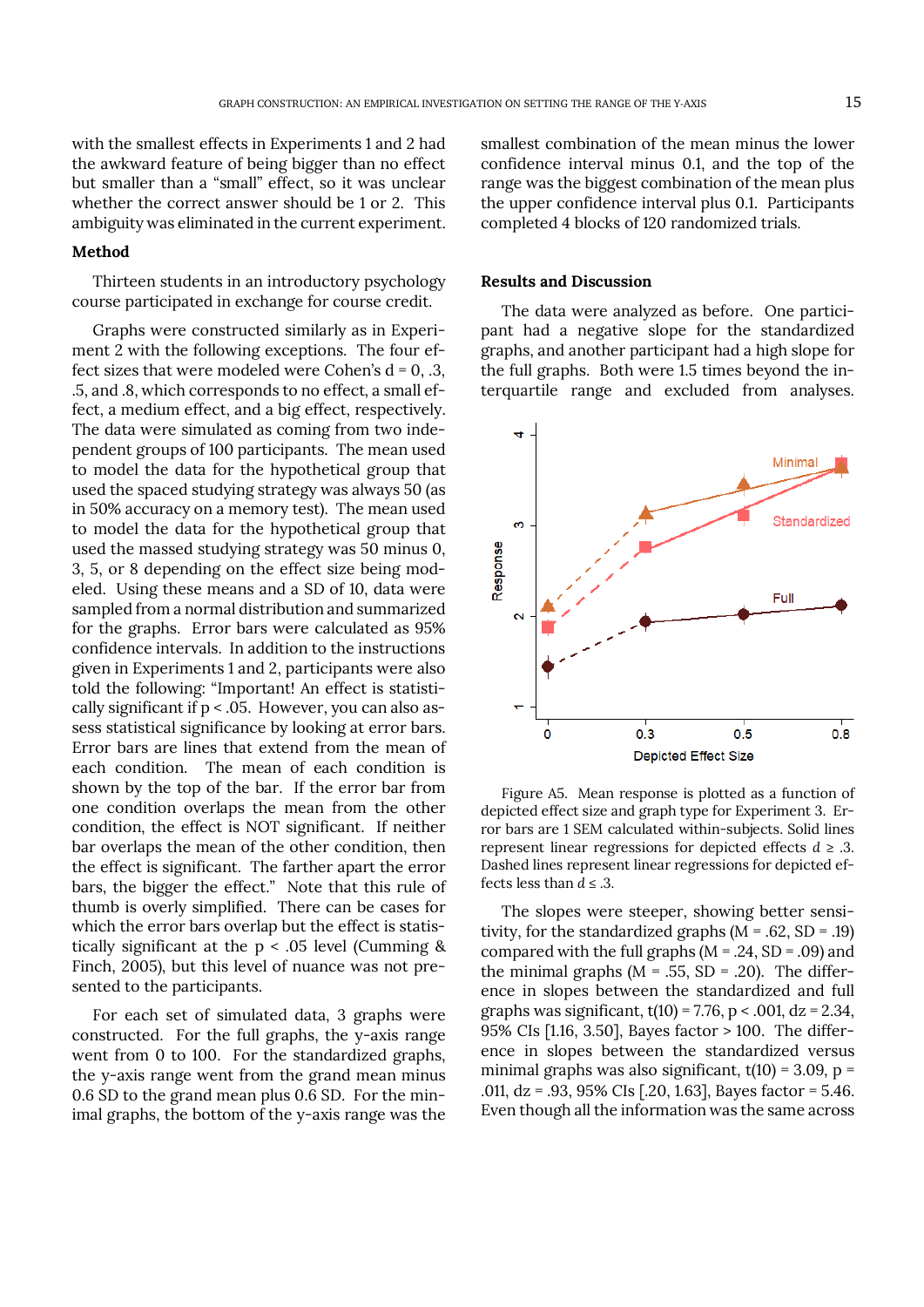with the smallest effects in Experiments 1 and 2 had the awkward feature of being bigger than no effect but smaller than a "small" effect, so it was unclear whether the correct answer should be 1 or 2. This ambiguity was eliminated in the current experiment.

### Method

Thirteen students in an introductory psychology course participated in exchange for course credit.

Graphs were constructed similarly as in Experiment 2 with the following exceptions. The four effect sizes that were modeled were Cohen's d = 0, .3, .5, and .8, which corresponds to no effect, a small effect, a medium effect, and a big effect, respectively. The data were simulated as coming from two independent groups of 100 participants. The mean used to model the data for the hypothetical group that used the spaced studying strategy was always 50 (as in 50% accuracy on a memory test). The mean used to model the data for the hypothetical group that used the massed studying strategy was 50 minus 0, 3, 5, or 8 depending on the effect size being modeled. Using these means and a SD of 10, data were sampled from a normal distribution and summarized for the graphs. Error bars were calculated as 95% confidence intervals. In addition to the instructions given in Experiments 1 and 2, participants were also told the following: "Important! An effect is statistically significant if p < .05. However, you can also assess statistical significance by looking at error bars. Error bars are lines that extend from the mean of each condition. The mean of each condition is shown by the top of the bar. If the error bar from one condition overlaps the mean from the other condition, the effect is NOT significant. If neither bar overlaps the mean of the other condition, then the effect is significant. The farther apart the error bars, the bigger the effect." Note that this rule of thumb is overly simplified. There can be cases for which the error bars overlap but the effect is statistically significant at the p < .05 level (Cumming & Finch, 2005), but this level of nuance was not presented to the participants.

For each set of simulated data, 3 graphs were constructed. For the full graphs, the y-axis range went from 0 to 100. For the standardized graphs, the y-axis range went from the grand mean minus 0.6 SD to the grand mean plus 0.6 SD. For the minimal graphs, the bottom of the y-axis range was the smallest combination of the mean minus the lower confidence interval minus 0.1, and the top of the range was the biggest combination of the mean plus the upper confidence interval plus 0.1. Participants completed 4 blocks of 120 randomized trials.

### Results and Discussion

The data were analyzed as before. One participant had a negative slope for the standardized graphs, and another participant had a high slope for the full graphs. Both were 1.5 times beyond the interquartile range and excluded from analyses.

Figure A5. Mean response is plotted as a function of depicted effect size and graph type for Experiment 3. Error bars are 1 SEM calculated within-subjects. Solid lines represent linear regressions for depicted effects $d \geq .3$. Dashed lines represent linear regressions for depicted effects less than $d \leq .3$.

The slopes were steeper, showing better sensitivity, for the standardized graphs (M = .62, SD = .19) compared with the full graphs (M = .24, SD = .09) and the minimal graphs (M = .55, SD = .20). The difference in slopes between the standardized and full graphs was significant, $t(10) = 7.76$, $p < .001$, dz = 2.34, 95% CIs [1.16, 3.50], Bayes factor > 100. The difference in slopes between the standardized versus minimal graphs was also significant, $t(10) = 3.09$, $p = .011$, dz = .93, 95% CIs [.20, 1.63], Bayes factor = 5.46. Even though all the information was the same across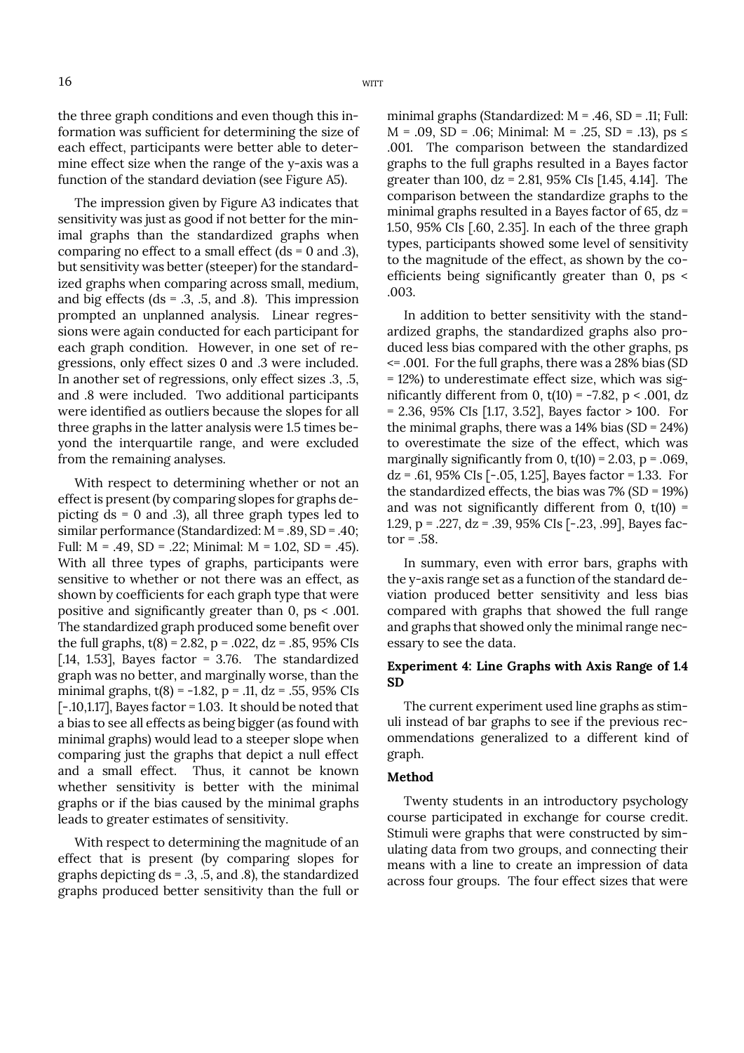the three graph conditions and even though this information was sufficient for determining the size of each effect, participants were better able to determine effect size when the range of the y-axis was a function of the standard deviation (see Figure A5).

The impression given by Figure A3 indicates that sensitivity was just as good if not better for the minimal graphs than the standardized graphs when comparing no effect to a small effect (ds = 0 and .3), but sensitivity was better (steeper) for the standardized graphs when comparing across small, medium, and big effects (ds = .3, .5, and .8). This impression prompted an unplanned analysis. Linear regressions were again conducted for each participant for each graph condition. However, in one set of regressions, only effect sizes 0 and .3 were included. In another set of regressions, only effect sizes .3, .5, and .8 were included. Two additional participants were identified as outliers because the slopes for all three graphs in the latter analysis were 1.5 times beyond the interquartile range, and were excluded from the remaining analyses.

With respect to determining whether or not an effect is present (by comparing slopes for graphs depicting ds = 0 and .3), all three graph types led to similar performance (Standardized: $M = .89$, $SD = .40$; Full: $M = .49$, $SD = .22$; Minimal: $M = 1.02$, $SD = .45$). With all three types of graphs, participants were sensitive to whether or not there was an effect, as shown by coefficients for each graph type that were positive and significantly greater than 0, $ps < .001$. The standardized graph produced some benefit over the full graphs, $t(8) = 2.82$, $p = .022$, $dz = .85$, 95% CIs [.14, 1.53], Bayes factor = 3.76. The standardized graph was no better, and marginally worse, than the minimal graphs, $t(8) = -1.82$, $p = .11$, $dz = .55$, 95% CIs [-.10,1.17], Bayes factor = 1.03. It should be noted that a bias to see all effects as being bigger (as found with minimal graphs) would lead to a steeper slope when comparing just the graphs that depict a null effect and a small effect. Thus, it cannot be known whether sensitivity is better with the minimal graphs or if the bias caused by the minimal graphs leads to greater estimates of sensitivity.

With respect to determining the magnitude of an effect that is present (by comparing slopes for graphs depicting ds = .3, .5, and .8), the standardized graphs produced better sensitivity than the full or minimal graphs (Standardized: $M = .46$, $SD = .11$; Full: $M = .09$, $SD = .06$; Minimal: $M = .25$, $SD = .13$), $ps \leq .001$. The comparison between the standardized graphs to the full graphs resulted in a Bayes factor greater than 100, $dz = 2.81$, 95% CIs [1.45, 4.14]. The comparison between the standardize graphs to the minimal graphs resulted in a Bayes factor of 65, $dz = 1.50$, 95% CIs [.60, 2.35]. In each of the three graph types, participants showed some level of sensitivity to the magnitude of the effect, as shown by the coefficients being significantly greater than 0, $ps < .003$.

In addition to better sensitivity with the standardized graphs, the standardized graphs also produced less bias compared with the other graphs, $ps <= .001$. For the full graphs, there was a 28% bias ($SD = 12\%$) to underestimate effect size, which was significantly different from 0, $t(10) = -7.82$, $p < .001$, $dz = 2.36$, 95% CIs [1.17, 3.52], Bayes factor > 100. For the minimal graphs, there was a 14% bias ($SD = 24\%$) to overestimate the size of the effect, which was marginally significantly from 0, $t(10) = 2.03$, $p = .069$, $dz = .61$, 95% CIs [-.05, 1.25], Bayes factor = 1.33. For the standardized effects, the bias was 7% ($SD = 19\%$) and was not significantly different from 0, $t(10) = 1.29$, $p = .227$, $dz = .39$, 95% CIs [-.23, .99], Bayes factor = .58.

In summary, even with error bars, graphs with the y-axis range set as a function of the standard deviation produced better sensitivity and less bias compared with graphs that showed the full range and graphs that showed only the minimal range necessary to see the data.

### Experiment 4: Line Graphs with Axis Range of 1.4 SD

The current experiment used line graphs as stimuli instead of bar graphs to see if the previous recommendations generalized to a different kind of graph.

#### Method

Twenty students in an introductory psychology course participated in exchange for course credit. Stimuli were graphs that were constructed by simulating data from two groups, and connecting their means with a line to create an impression of data across four groups. The four effect sizes that were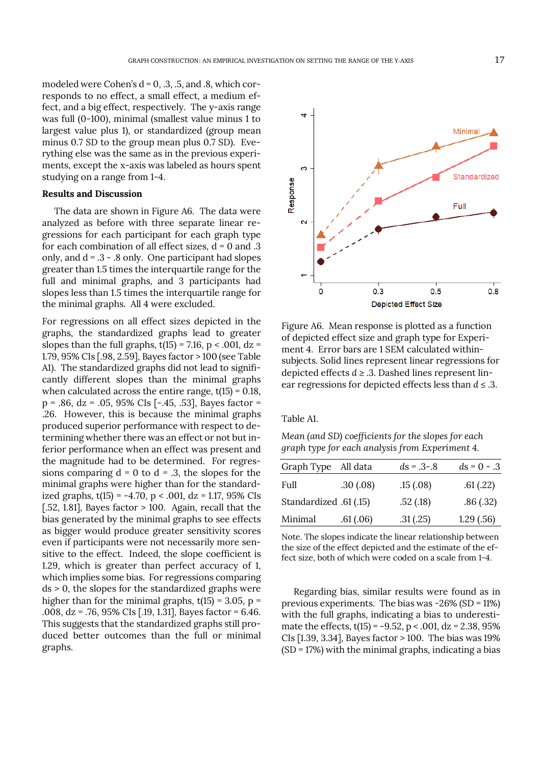modeled were Cohen's d = 0, .3, .5, and .8, which corresponds to no effect, a small effect, a medium effect, and a big effect, respectively. The y-axis range was full (0-100), minimal (smallest value minus 1 to largest value plus 1), or standardized (group mean minus 0.7 SD to the group mean plus 0.7 SD). Everything else was the same as in the previous experiments, except the x-axis was labeled as hours spent studying on a range from 1-4.

### Results and Discussion

The data are shown in Figure A6. The data were analyzed as before with three separate linear regressions for each participant for each graph type for each combination of all effect sizes, d = 0 and .3 only, and d = .3 - .8 only. One participant had slopes greater than 1.5 times the interquartile range for the full and minimal graphs, and 3 participants had slopes less than 1.5 times the interquartile range for the minimal graphs. All 4 were excluded.

For regressions on all effect sizes depicted in the graphs, the standardized graphs lead to greater slopes than the full graphs, $t(15) = 7.16$, $p < .001$, dz = 1.79, 95% CIs [.98, 2.59], Bayes factor > 100 (see Table A1). The standardized graphs did not lead to significantly different slopes than the minimal graphs when calculated across the entire range, $t(15) = 0.18$, $p = .86$, dz = .05, 95% CIs [-.45, .53], Bayes factor = .26. However, this is because the minimal graphs produced superior performance with respect to determining whether there was an effect or not but inferior performance when an effect was present and the magnitude had to be determined. For regressions comparing d = 0 to d = .3, the slopes for the minimal graphs were higher than for the standardized graphs, $t(15) = -4.70$, $p < .001$, dz = 1.17, 95% CIs [.52, 1.81], Bayes factor > 100. Again, recall that the bias generated by the minimal graphs to see effects as bigger would produce greater sensitivity scores even if participants were not necessarily more sensitive to the effect. Indeed, the slope coefficient is 1.29, which is greater than perfect accuracy of 1, which implies some bias. For regressions comparing ds > 0, the slopes for the standardized graphs were higher than for the minimal graphs, $t(15) = 3.05$, $p = .008$, dz = .76, 95% CIs [.19, 1.31], Bayes factor = 6.46. This suggests that the standardized graphs still produced better outcomes than the full or minimal graphs.

Figure A6. Mean response is plotted as a function of depicted effect size and graph type for Experiment 4. Error bars are 1 SEM calculated within-subjects. Solid lines represent linear regressions for depicted effects $d \geq .3$. Dashed lines represent linear regressions for depicted effects less than $d \leq .3$.

Table A1.

*Mean (and SD) coefficients for the slopes for each graph type for each analysis from Experiment 4.*

| Graph Type | All data | ds = .3-.8 | ds = 0 - .3 |
|---|---|---|---|
| Full | .30 (.08) | .15 (.08) | .61 (.22) |
| Standardized | .61 (.15) | .52 (.18) | .86 (.32) |
| Minimal | .61 (.06) | .31 (.25) | 1.29 (.56) |

Note. The slopes indicate the linear relationship between the size of the effect depicted and the estimate of the effect size, both of which were coded on a scale from 1-4.

Regarding bias, similar results were found as in previous experiments. The bias was -26% (SD = 11%) with the full graphs, indicating a bias to underestimate the effects, $t(15) = -9.52$, $p < .001$, dz = 2.38, 95% CIs [1.39, 3.34], Bayes factor > 100. The bias was 19% (SD = 17%) with the minimal graphs, indicating a bias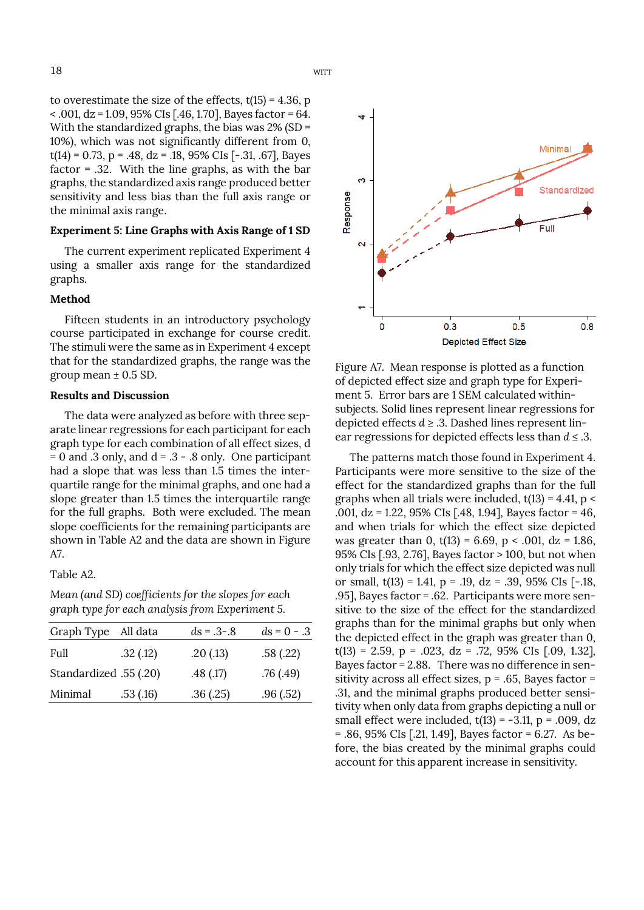to overestimate the size of the effects, $t(15) = 4.36$, $p < .001$, $d_z = 1.09$, 95% CIs [.46, 1.70], Bayes factor = 64. With the standardized graphs, the bias was 2% (SD = 10%), which was not significantly different from 0, $t(14) = 0.73$, $p = .48$, $d_z = .18$, 95% CIs [-.31, .67], Bayes factor = .32. With the line graphs, as with the bar graphs, the standardized axis range produced better sensitivity and less bias than the full axis range or the minimal axis range.

### Experiment 5: Line Graphs with Axis Range of 1 SD

The current experiment replicated Experiment 4 using a smaller axis range for the standardized graphs.

#### Method

Fifteen students in an introductory psychology course participated in exchange for course credit. The stimuli were the same as in Experiment 4 except that for the standardized graphs, the range was the group mean ± 0.5 SD.

#### Results and Discussion

The data were analyzed as before with three separate linear regressions for each participant for each graph type for each combination of all effect sizes, $d = 0$ and .3 only, and $d = .3$ - .8 only. One participant had a slope that was less than 1.5 times the interquartile range for the minimal graphs, and one had a slope greater than 1.5 times the interquartile range for the full graphs. Both were excluded. The mean slope coefficients for the remaining participants are shown in Table A2 and the data are shown in Figure A7.

Table A2.

*Mean (and SD) coefficients for the slopes for each graph type for each analysis from Experiment 5.*

| Graph Type | All data | ds = .3-.8 | ds = 0 - .3 |
|---|---|---|---|
| Full | .32 (.12) | .20 (.13) | .58 (.22) |
| Standardized | .55 (.20) | .48 (.17) | .76 (.49) |
| Minimal | .53 (.16) | .36 (.25) | .96 (.52) |

Figure A7. Mean response is plotted as a function of depicted effect size and graph type for Experiment 5. Error bars are 1 SEM calculated within-subjects. Solid lines represent linear regressions for depicted effects $d \geq .3$. Dashed lines represent linear regressions for depicted effects less than $d \leq .3$.

The patterns match those found in Experiment 4. Participants were more sensitive to the size of the effect for the standardized graphs than for the full graphs when all trials were included, $t(13) = 4.41$, $p < .001$, $d_z = 1.22$, 95% CIs [.48, 1.94], Bayes factor = 46, and when trials for which the effect size depicted was greater than 0, $t(13) = 6.69$, $p < .001$, $d_z = 1.86$, 95% CIs [.93, 2.76], Bayes factor > 100, but not when only trials for which the effect size depicted was null or small, $t(13) = 1.41$, $p = .19$, $d_z = .39$, 95% CIs [-.18, .95], Bayes factor = .62. Participants were more sensitive to the size of the effect for the standardized graphs than for the minimal graphs but only when the depicted effect in the graph was greater than 0, $t(13) = 2.59$, $p = .023$, $d_z = .72$, 95% CIs [.09, 1.32], Bayes factor = 2.88. There was no difference in sensitivity across all effect sizes, $p = .65$, Bayes factor = .31, and the minimal graphs produced better sensitivity when only data from graphs depicting a null or small effect were included, $t(13) = -3.11$, $p = .009$, $d_z = .86$, 95% CIs [.21, 1.49], Bayes factor = 6.27. As before, the bias created by the minimal graphs could account for this apparent increase in sensitivity.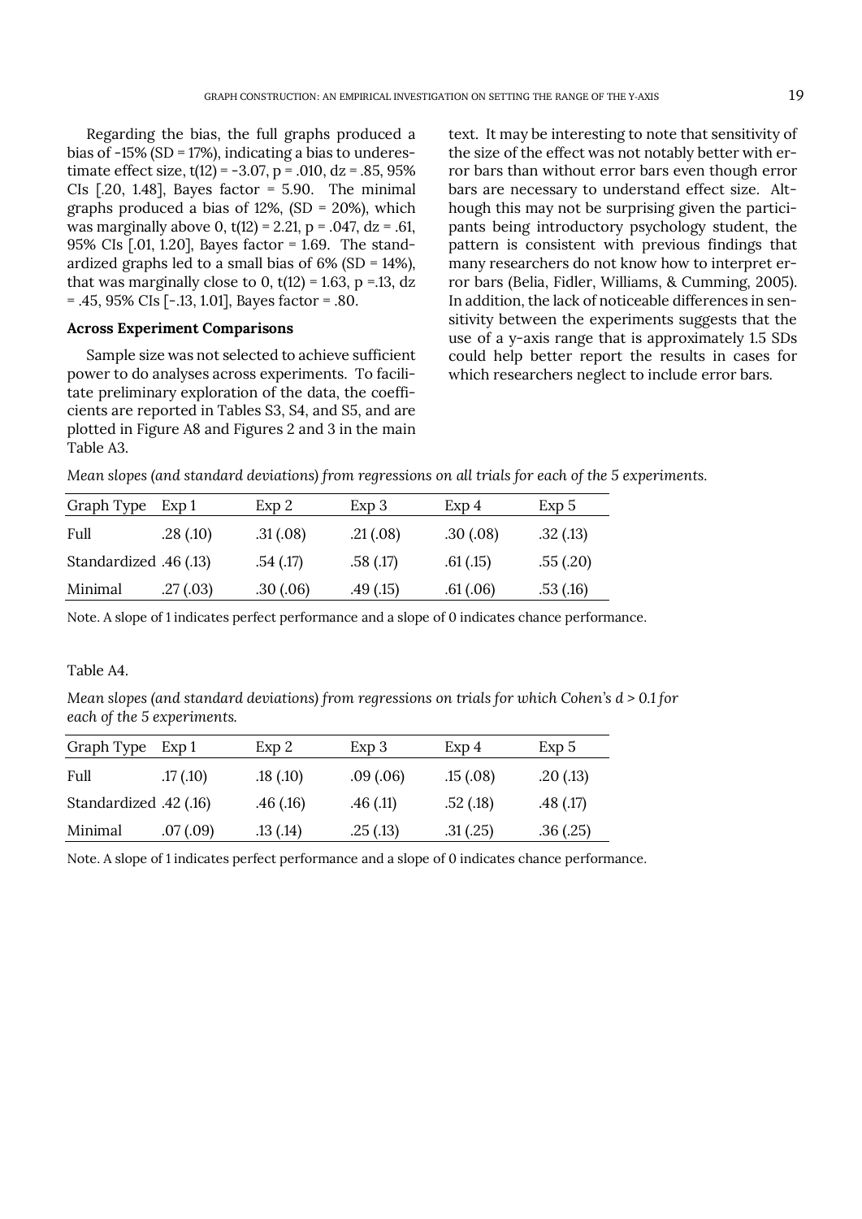Regarding the bias, the full graphs produced a bias of -15% (SD = 17%), indicating a bias to underestimate effect size, $t(12) = -3.07$, $p = .010$, $dz = .85$, 95% CIs [.20, 1.48], Bayes factor = 5.90. The minimal graphs produced a bias of 12%, (SD = 20%), which was marginally above 0, $t(12) = 2.21$, $p = .047$, $dz = .61$, 95% CIs [.01, 1.20], Bayes factor = 1.69. The standardized graphs led to a small bias of 6% (SD = 14%), that was marginally close to 0, $t(12) = 1.63$, $p = .13$, $dz = .45$, 95% CIs [-.13, 1.01], Bayes factor = .80.

**Across Experiment Comparisons**

Sample size was not selected to achieve sufficient power to do analyses across experiments. To facilitate preliminary exploration of the data, the coefficients are reported in Tables S3, S4, and S5, and are plotted in Figure A8 and Figures 2 and 3 in the main text. It may be interesting to note that sensitivity of the size of the effect was not notably better with error bars than without error bars even though error bars are necessary to understand effect size. Although this may not be surprising given the participants being introductory psychology student, the pattern is consistent with previous findings that many researchers do not know how to interpret error bars (Belia, Fidler, Williams, & Cumming, 2005). In addition, the lack of noticeable differences in sensitivity between the experiments suggests that the use of a y-axis range that is approximately 1.5 SDs could help better report the results in cases for which researchers neglect to include error bars.

Table A3.

*Mean slopes (and standard deviations) from regressions on all trials for each of the 5 experiments.*

| Graph Type | Exp 1 | Exp 2 | Exp 3 | Exp 4 | Exp 5 |
|---|---|---|---|---|---|
| Full | .28 (.10) | .31 (.08) | .21 (.08) | .30 (.08) | .32 (.13) |
| Standardized | .46 (.13) | .54 (.17) | .58 (.17) | .61 (.15) | .55 (.20) |
| Minimal | .27 (.03) | .30 (.06) | .49 (.15) | .61 (.06) | .53 (.16) |

Note. A slope of 1 indicates perfect performance and a slope of 0 indicates chance performance.

Table A4.

*Mean slopes (and standard deviations) from regressions on trials for which Cohen's d > 0.1 for each of the 5 experiments.*

| Graph Type | Exp 1 | Exp 2 | Exp 3 | Exp 4 | Exp 5 |
|---|---|---|---|---|---|
| Full | .17 (.10) | .18 (.10) | .09 (.06) | .15 (.08) | .20 (.13) |
| Standardized | .42 (.16) | .46 (.16) | .46 (.11) | .52 (.18) | .48 (.17) |
| Minimal | .07 (.09) | .13 (.14) | .25 (.13) | .31 (.25) | .36 (.25) |

Note. A slope of 1 indicates perfect performance and a slope of 0 indicates chance performance.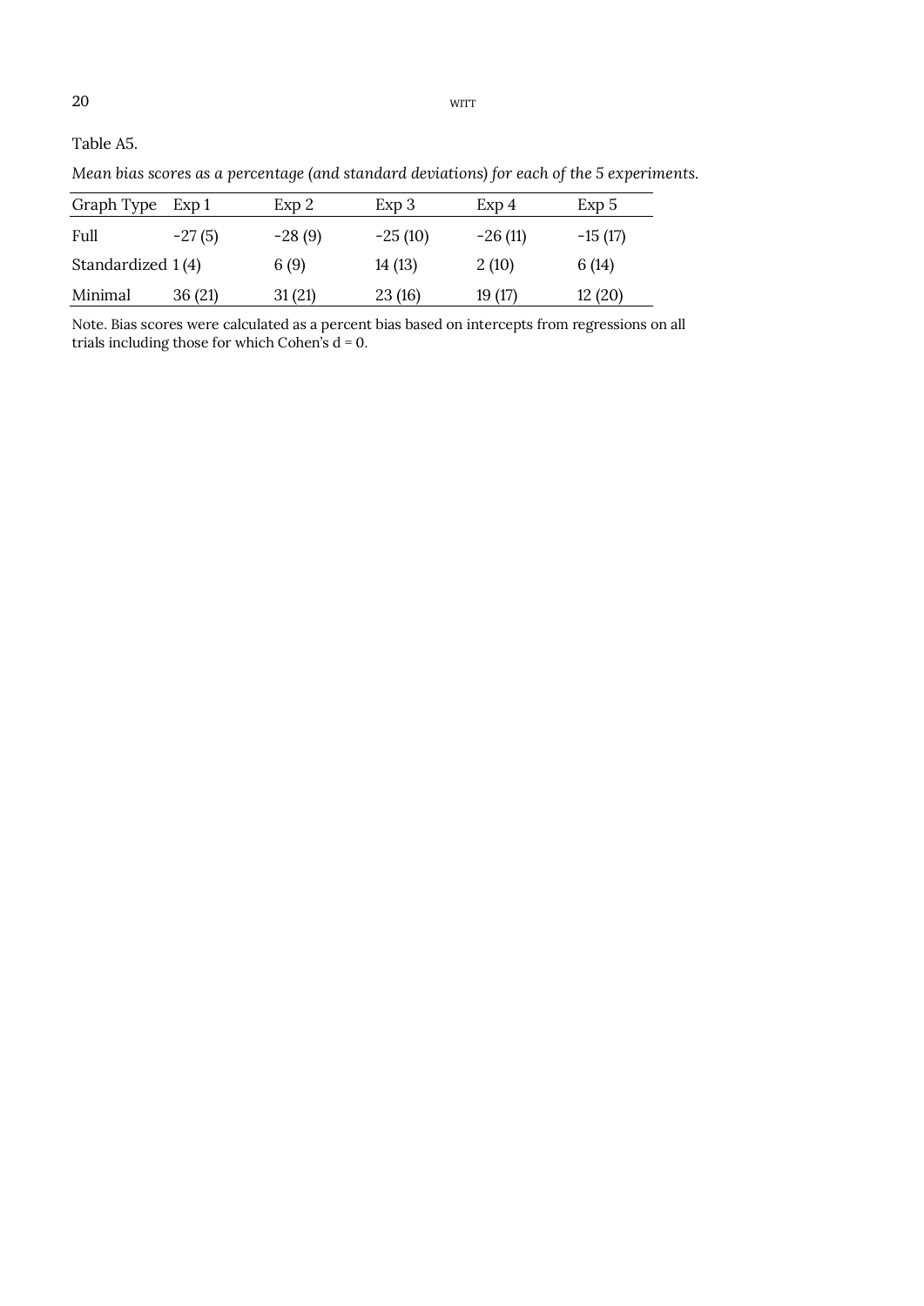Table A5.

*Mean bias scores as a percentage (and standard deviations) for each of the 5 experiments.*

| Graph Type | Exp 1 | Exp 2 | Exp 3 | Exp 4 | Exp 5 |
|---|---|---|---|---|---|
| Full | −27 (5) | −28 (9) | −25 (10) | −26 (11) | −15 (17) |
| Standardized | 1 (4) | 6 (9) | 14 (13) | 2 (10) | 6 (14) |
| Minimal | 36 (21) | 31 (21) | 23 (16) | 19 (17) | 12 (20) |

Note. Bias scores were calculated as a percent bias based on intercepts from regressions on all trials including those for which Cohen's d = 0.